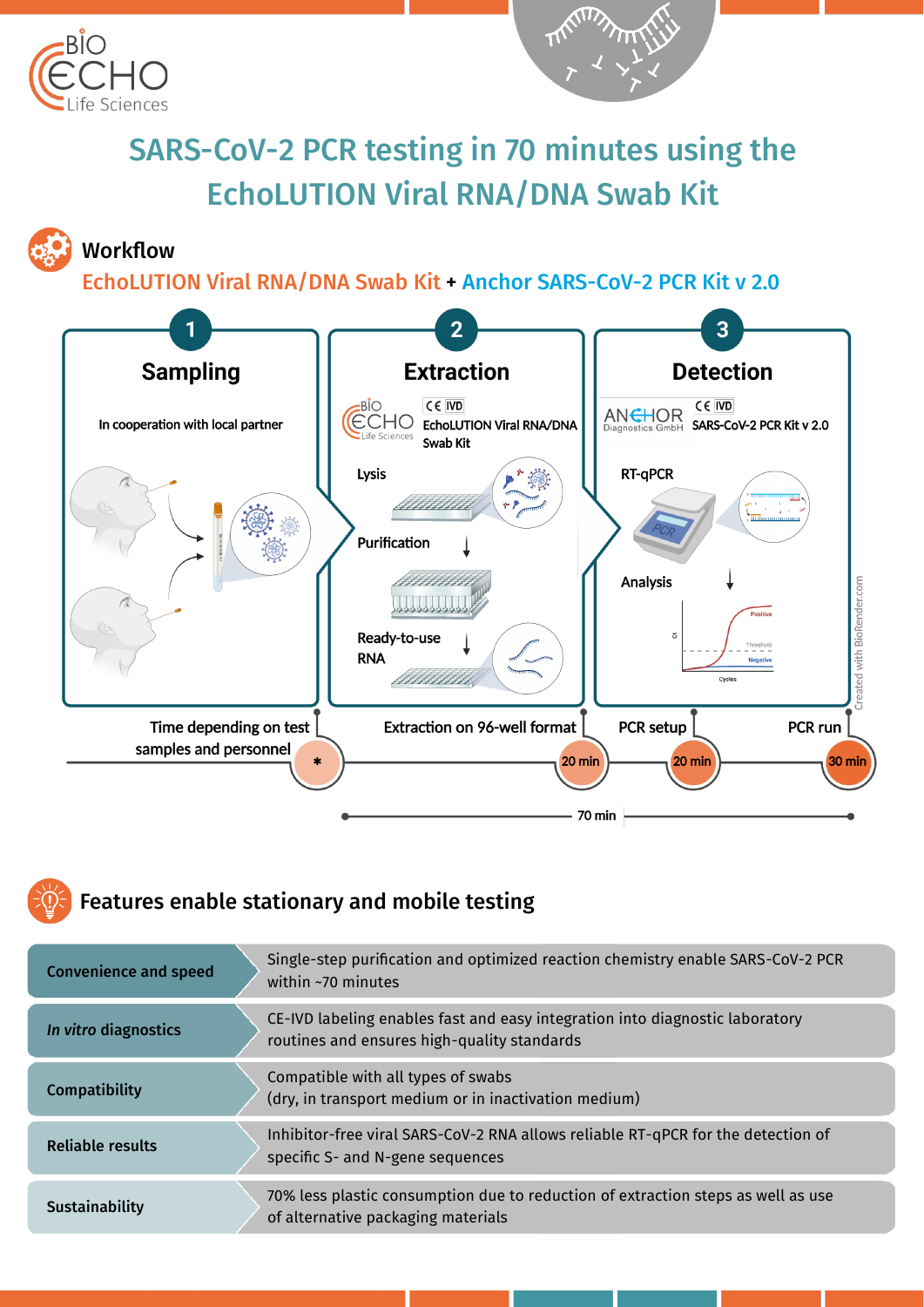# SARS-CoV-2 PCR testing in 70 minutes using the EchoLUTION Viral RNA/DNA Swab Kit

## Workflow

**EchoLUTION Viral RNA/DNA Swab Kit + Anchor SARS-CoV-2 PCR Kit v 2.0**

### 1 Sampling

In cooperation with local partner

### 2 Extraction

EchoLUTION Viral RNA/DNA Swab Kit

- Lysis
- Purification
- Ready-to-use RNA

### 3 Detection

SARS-CoV-2 PCR Kit v 2.0

- RT-qPCR
- Analysis

Positive, Threshold, Negative, Ct, Cycles

Created with BioRender.com

| Step | Time |
| --- | --- |
| Time depending on test samples and personnel | * |
| Extraction on 96-well format | 20 min |
| PCR setup | 20 min |
| PCR run | 30 min |

70 min

## Features enable stationary and mobile testing

| Feature | Description |
| --- | --- |
| Convenience and speed | Single-step purification and optimized reaction chemistry enable SARS-CoV-2 PCR within ~70 minutes |
| *In vitro* diagnostics | CE-IVD labeling enables fast and easy integration into diagnostic laboratory routines and ensures high-quality standards |
| Compatibility | Compatible with all types of swabs (dry, in transport medium or in inactivation medium) |
| Reliable results | Inhibitor-free viral SARS-CoV-2 RNA allows reliable RT-qPCR for the detection of specific S- and N-gene sequences |
| Sustainability | 70% less plastic consumption due to reduction of extraction steps as well as use of alternative packaging materials |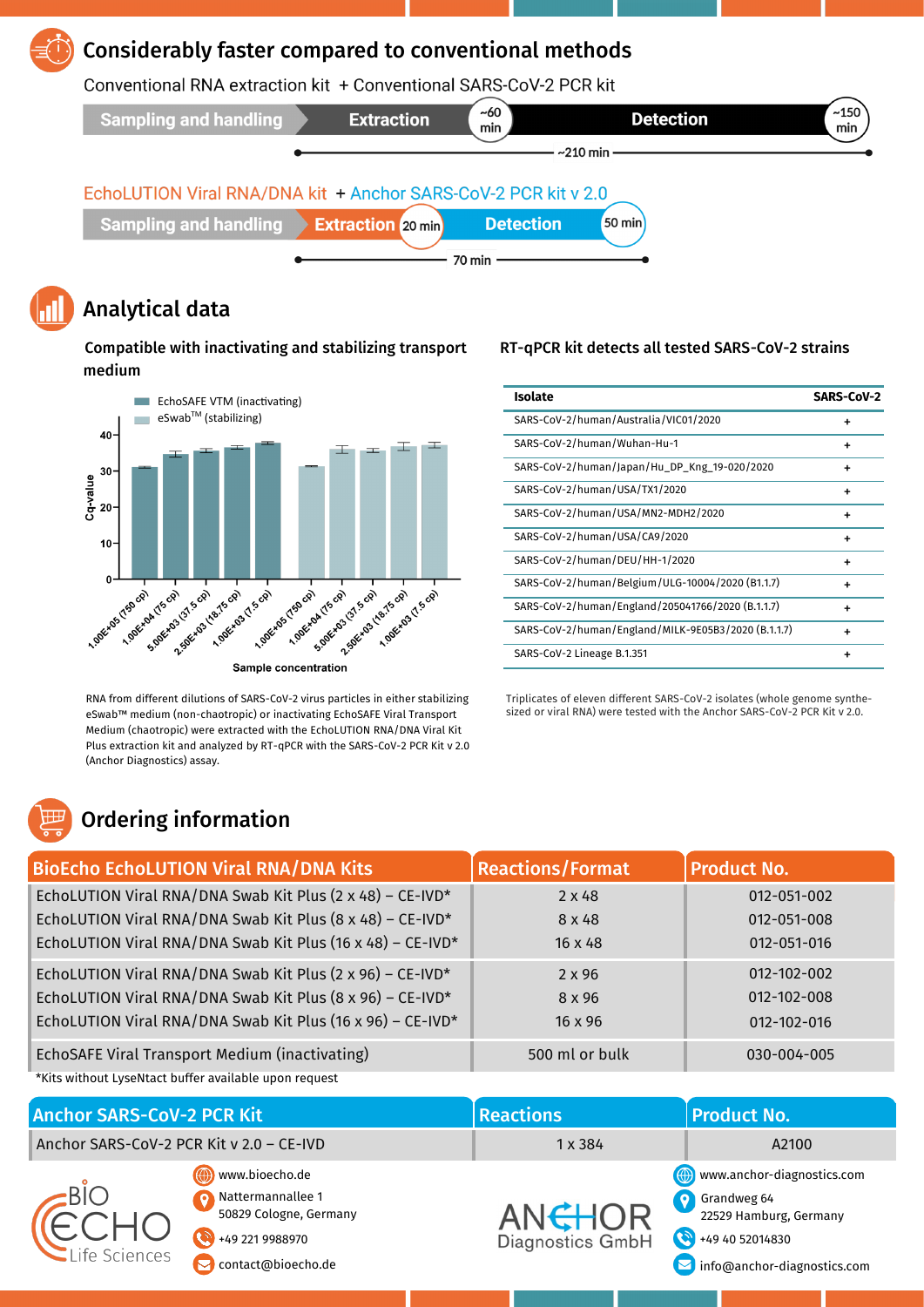## Considerably faster compared to conventional methods

Conventional RNA extraction kit + Conventional SARS-CoV-2 PCR kit

Sampling and handling | Extraction | ~60 min | Detection | ~150 min

~210 min

EchoLUTION Viral RNA/DNA kit + Anchor SARS-CoV-2 PCR kit v 2.0

Sampling and handling | Extraction | 20 min | Detection | 50 min

70 min

## Analytical data

### Compatible with inactivating and stabilizing transport medium

EchoSAFE VTM (inactivating)
eSwab™ (stabilizing)

Cq-value
0
10
20
30
40

1.00E+05 (750 cp)
1.00E+04 (75 cp)
5.00E+03 (37.5 cp)
2.50E+03 (18.75 cp)
1.00E+03 (7.5 cp)
1.00E+05 (750 cp)
1.00E+04 (75 cp)
5.00E+03 (37.5 cp)
2.50E+03 (18.75 cp)
1.00E+03 (7.5 cp)

Sample concentration

RNA from different dilutions of SARS-CoV-2 virus particles in either stabilizing eSwab™ medium (non-chaotropic) or inactivating EchoSAFE Viral Transport Medium (chaotropic) were extracted with the EchoLUTION RNA/DNA Viral Kit Plus extraction kit and analyzed by RT-qPCR with the SARS-CoV-2 PCR Kit v 2.0 (Anchor Diagnostics) assay.

### RT-qPCR kit detects all tested SARS-CoV-2 strains

| Isolate | SARS-CoV-2 |
|---|---|
| SARS-CoV-2/human/Australia/VIC01/2020 | + |
| SARS-CoV-2/human/Wuhan-Hu-1 | + |
| SARS-CoV-2/human/Japan/Hu_DP_Kng_19-020/2020 | + |
| SARS-CoV-2/human/USA/TX1/2020 | + |
| SARS-CoV-2/human/USA/MN2-MDH2/2020 | + |
| SARS-CoV-2/human/USA/CA9/2020 | + |
| SARS-CoV-2/human/DEU/HH-1/2020 | + |
| SARS-CoV-2/human/Belgium/ULG-10004/2020 (B1.1.7) | + |
| SARS-CoV-2/human/England/205041766/2020 (B.1.1.7) | + |
| SARS-CoV-2/human/England/MILK-9E05B3/2020 (B.1.1.7) | + |
| SARS-CoV-2 Lineage B.1.351 | + |

Triplicates of eleven different SARS-CoV-2 isolates (whole genome synthesized or viral RNA) were tested with the Anchor SARS-CoV-2 PCR Kit v 2.0.

## Ordering information

| BioEcho EchoLUTION Viral RNA/DNA Kits | Reactions/Format | Product No. |
|---|---|---|
| EchoLUTION Viral RNA/DNA Swab Kit Plus (2 x 48) – CE-IVD* | 2 x 48 | 012-051-002 |
| EchoLUTION Viral RNA/DNA Swab Kit Plus (8 x 48) – CE-IVD* | 8 x 48 | 012-051-008 |
| EchoLUTION Viral RNA/DNA Swab Kit Plus (16 x 48) – CE-IVD* | 16 x 48 | 012-051-016 |
| EchoLUTION Viral RNA/DNA Swab Kit Plus (2 x 96) – CE-IVD* | 2 x 96 | 012-102-002 |
| EchoLUTION Viral RNA/DNA Swab Kit Plus (8 x 96) – CE-IVD* | 8 x 96 | 012-102-008 |
| EchoLUTION Viral RNA/DNA Swab Kit Plus (16 x 96) – CE-IVD* | 16 x 96 | 012-102-016 |
| EchoSAFE Viral Transport Medium (inactivating) | 500 ml or bulk | 030-004-005 |

*Kits without LyseNtact buffer available upon request

| Anchor SARS-CoV-2 PCR Kit | Reactions | Product No. |
|---|---|---|
| Anchor SARS-CoV-2 PCR Kit v 2.0 – CE-IVD | 1 x 384 | A2100 |

BIO ECHO Life Sciences

www.bioecho.de
Nattermannallee 1
50829 Cologne, Germany
+49 221 9988970
contact@bioecho.de

ANCHOR Diagnostics GmbH

www.anchor-diagnostics.com
Grandweg 64
22529 Hamburg, Germany
+49 40 52014830
info@anchor-diagnostics.com